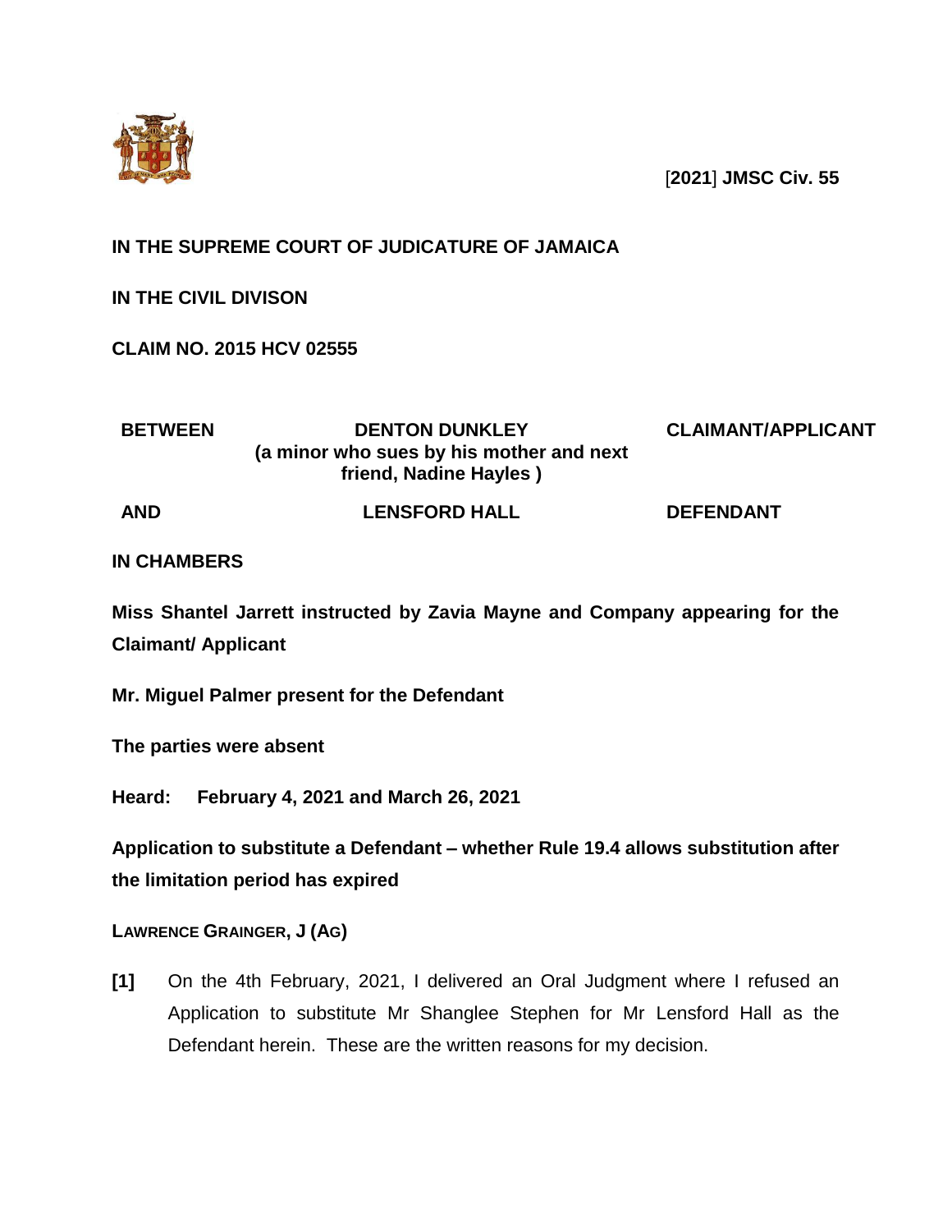[**2021**] **JMSC Civ. 55**

**IN THE SUPREME COURT OF JUDICATURE OF JAMAICA**

**IN THE CIVIL DIVISON**

**CLAIM NO. 2015 HCV 02555**

| **BETWEEN** | **DENTON DUNKLEY (a minor who sues by his mother and next friend, Nadine Hayles )** | **CLAIMANT/APPLICANT** |
|---|---|---|
| **AND** | **LENSFORD HALL** | **DEFENDANT** |

**IN CHAMBERS**

**Miss Shantel Jarrett instructed by Zavia Mayne and Company appearing for the Claimant/ Applicant**

**Mr. Miguel Palmer present for the Defendant**

**The parties were absent**

**Heard: February 4, 2021 and March 26, 2021**

**Application to substitute a Defendant – whether Rule 19.4 allows substitution after the limitation period has expired**

**LAWRENCE GRAINGER, J (AG)**

**[1]** On the 4th February, 2021, I delivered an Oral Judgment where I refused an Application to substitute Mr Shanglee Stephen for Mr Lensford Hall as the Defendant herein. These are the written reasons for my decision.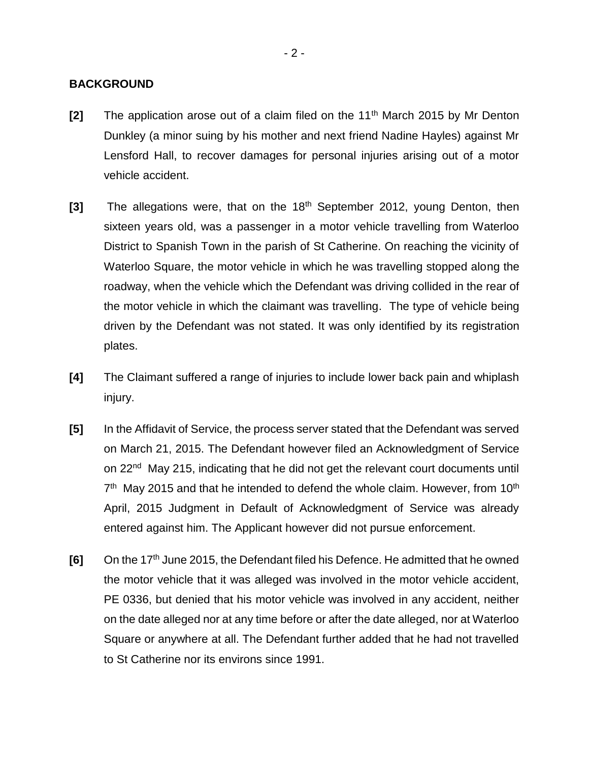**BACKGROUND**

**[2]** The application arose out of a claim filed on the 11th March 2015 by Mr Denton Dunkley (a minor suing by his mother and next friend Nadine Hayles) against Mr Lensford Hall, to recover damages for personal injuries arising out of a motor vehicle accident.

**[3]** The allegations were, that on the 18th September 2012, young Denton, then sixteen years old, was a passenger in a motor vehicle travelling from Waterloo District to Spanish Town in the parish of St Catherine. On reaching the vicinity of Waterloo Square, the motor vehicle in which he was travelling stopped along the roadway, when the vehicle which the Defendant was driving collided in the rear of the motor vehicle in which the claimant was travelling. The type of vehicle being driven by the Defendant was not stated. It was only identified by its registration plates.

**[4]** The Claimant suffered a range of injuries to include lower back pain and whiplash injury.

**[5]** In the Affidavit of Service, the process server stated that the Defendant was served on March 21, 2015. The Defendant however filed an Acknowledgment of Service on 22nd May 215, indicating that he did not get the relevant court documents until 7th May 2015 and that he intended to defend the whole claim. However, from 10th April, 2015 Judgment in Default of Acknowledgment of Service was already entered against him. The Applicant however did not pursue enforcement.

**[6]** On the 17th June 2015, the Defendant filed his Defence. He admitted that he owned the motor vehicle that it was alleged was involved in the motor vehicle accident, PE 0336, but denied that his motor vehicle was involved in any accident, neither on the date alleged nor at any time before or after the date alleged, nor at Waterloo Square or anywhere at all. The Defendant further added that he had not travelled to St Catherine nor its environs since 1991.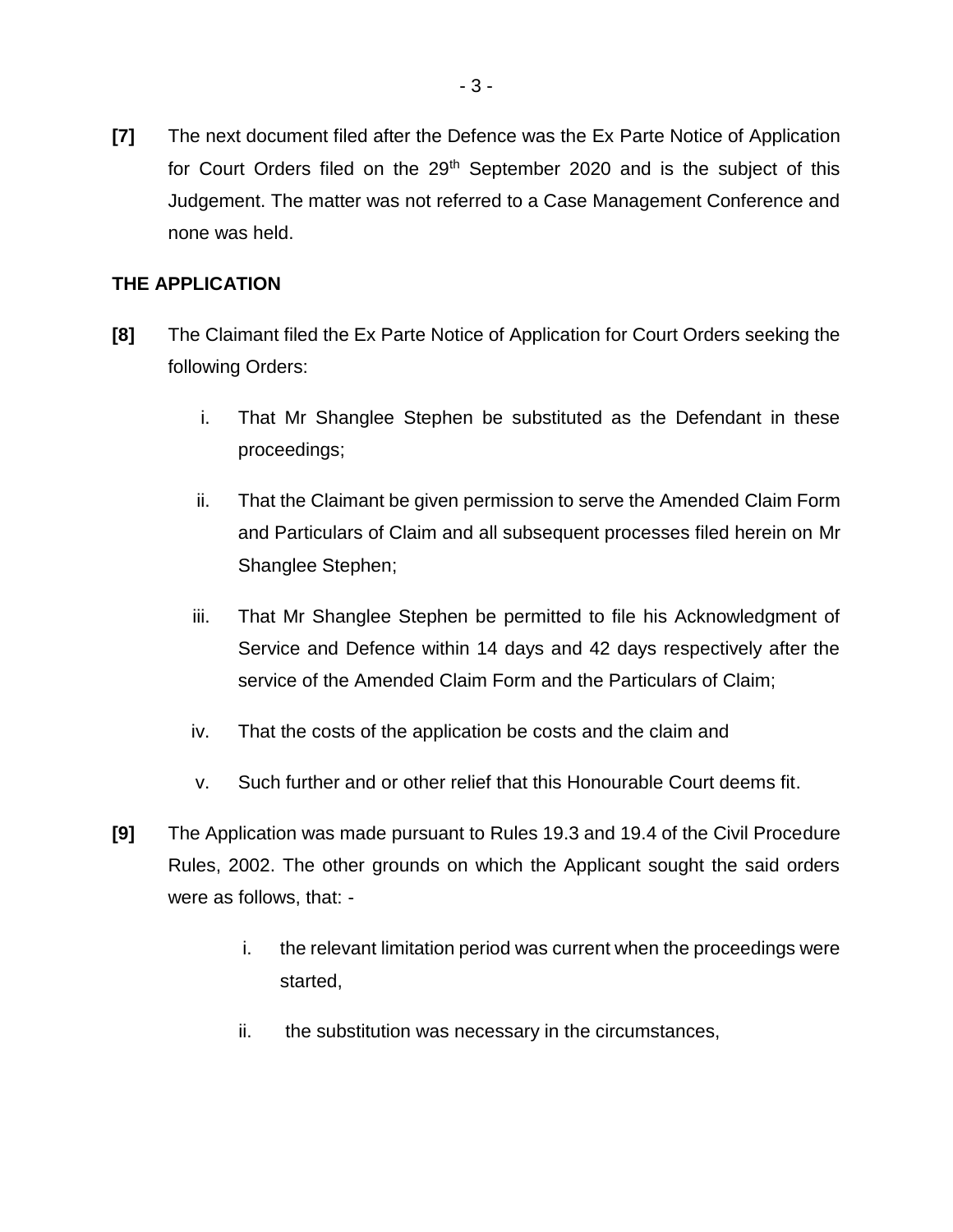**[7]** The next document filed after the Defence was the Ex Parte Notice of Application for Court Orders filed on the 29th September 2020 and is the subject of this Judgement. The matter was not referred to a Case Management Conference and none was held.

**THE APPLICATION**

**[8]** The Claimant filed the Ex Parte Notice of Application for Court Orders seeking the following Orders:

i. That Mr Shanglee Stephen be substituted as the Defendant in these proceedings;

ii. That the Claimant be given permission to serve the Amended Claim Form and Particulars of Claim and all subsequent processes filed herein on Mr Shanglee Stephen;

iii. That Mr Shanglee Stephen be permitted to file his Acknowledgment of Service and Defence within 14 days and 42 days respectively after the service of the Amended Claim Form and the Particulars of Claim;

iv. That the costs of the application be costs and the claim and

v. Such further and or other relief that this Honourable Court deems fit.

**[9]** The Application was made pursuant to Rules 19.3 and 19.4 of the Civil Procedure Rules, 2002. The other grounds on which the Applicant sought the said orders were as follows, that: -

i. the relevant limitation period was current when the proceedings were started,

ii. the substitution was necessary in the circumstances,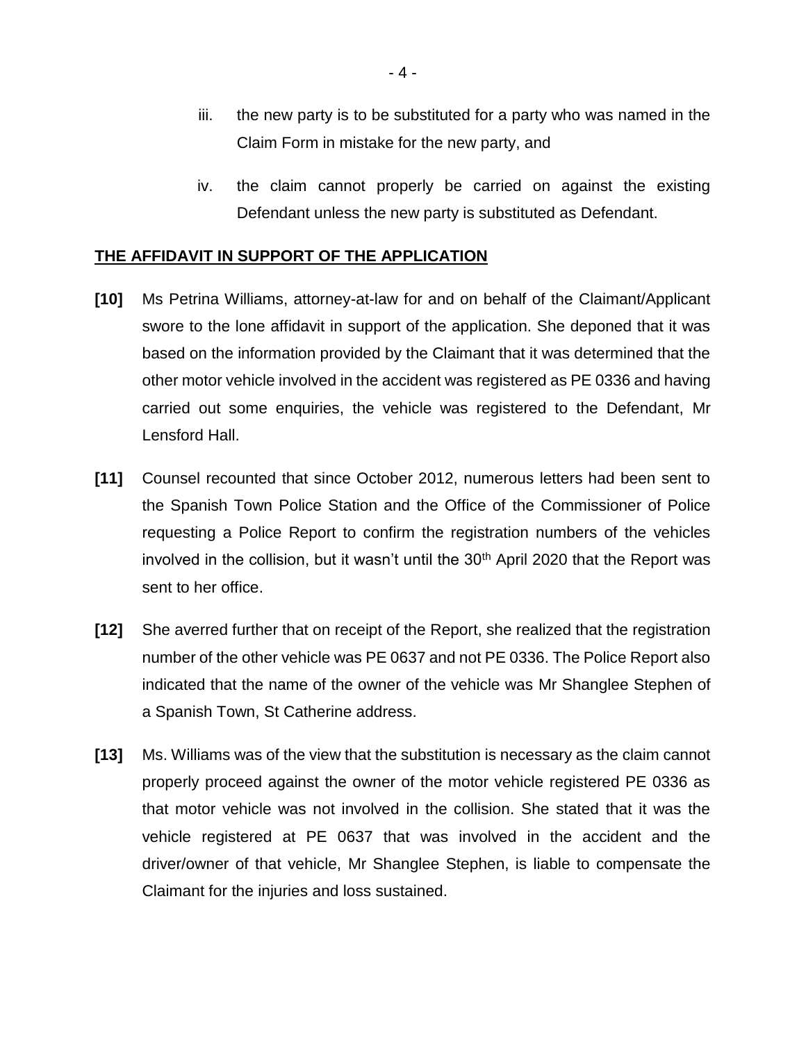iii. the new party is to be substituted for a party who was named in the Claim Form in mistake for the new party, and

iv. the claim cannot properly be carried on against the existing Defendant unless the new party is substituted as Defendant.

## THE AFFIDAVIT IN SUPPORT OF THE APPLICATION

**[10]** Ms Petrina Williams, attorney-at-law for and on behalf of the Claimant/Applicant swore to the lone affidavit in support of the application. She deponed that it was based on the information provided by the Claimant that it was determined that the other motor vehicle involved in the accident was registered as PE 0336 and having carried out some enquiries, the vehicle was registered to the Defendant, Mr Lensford Hall.

**[11]** Counsel recounted that since October 2012, numerous letters had been sent to the Spanish Town Police Station and the Office of the Commissioner of Police requesting a Police Report to confirm the registration numbers of the vehicles involved in the collision, but it wasn't until the 30th April 2020 that the Report was sent to her office.

**[12]** She averred further that on receipt of the Report, she realized that the registration number of the other vehicle was PE 0637 and not PE 0336. The Police Report also indicated that the name of the owner of the vehicle was Mr Shanglee Stephen of a Spanish Town, St Catherine address.

**[13]** Ms. Williams was of the view that the substitution is necessary as the claim cannot properly proceed against the owner of the motor vehicle registered PE 0336 as that motor vehicle was not involved in the collision. She stated that it was the vehicle registered at PE 0637 that was involved in the accident and the driver/owner of that vehicle, Mr Shanglee Stephen, is liable to compensate the Claimant for the injuries and loss sustained.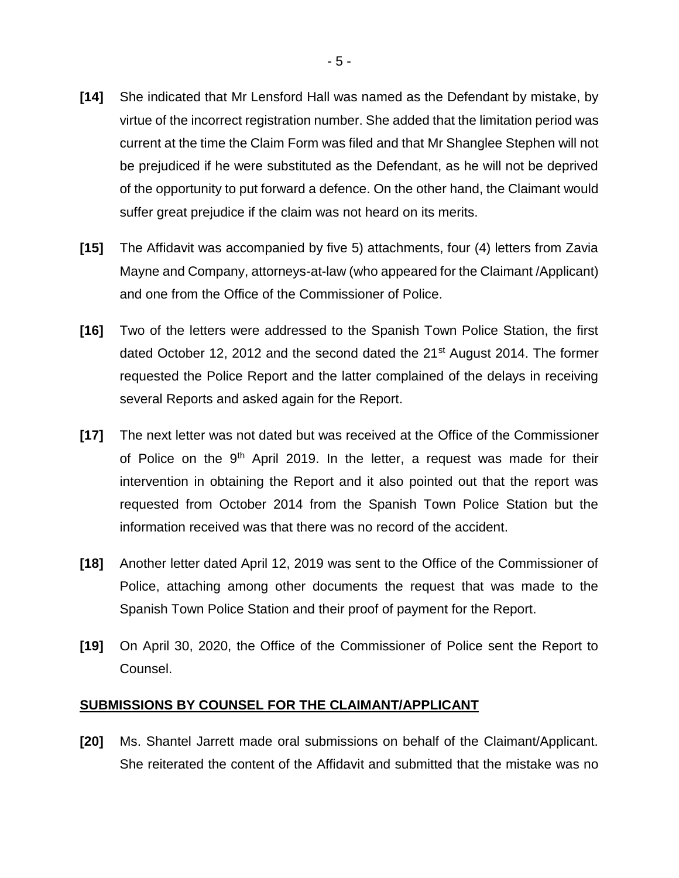**[14]** She indicated that Mr Lensford Hall was named as the Defendant by mistake, by virtue of the incorrect registration number. She added that the limitation period was current at the time the Claim Form was filed and that Mr Shanglee Stephen will not be prejudiced if he were substituted as the Defendant, as he will not be deprived of the opportunity to put forward a defence. On the other hand, the Claimant would suffer great prejudice if the claim was not heard on its merits.

**[15]** The Affidavit was accompanied by five 5) attachments, four (4) letters from Zavia Mayne and Company, attorneys-at-law (who appeared for the Claimant /Applicant) and one from the Office of the Commissioner of Police.

**[16]** Two of the letters were addressed to the Spanish Town Police Station, the first dated October 12, 2012 and the second dated the 21st August 2014. The former requested the Police Report and the latter complained of the delays in receiving several Reports and asked again for the Report.

**[17]** The next letter was not dated but was received at the Office of the Commissioner of Police on the 9th April 2019. In the letter, a request was made for their intervention in obtaining the Report and it also pointed out that the report was requested from October 2014 from the Spanish Town Police Station but the information received was that there was no record of the accident.

**[18]** Another letter dated April 12, 2019 was sent to the Office of the Commissioner of Police, attaching among other documents the request that was made to the Spanish Town Police Station and their proof of payment for the Report.

**[19]** On April 30, 2020, the Office of the Commissioner of Police sent the Report to Counsel.

## SUBMISSIONS BY COUNSEL FOR THE CLAIMANT/APPLICANT

**[20]** Ms. Shantel Jarrett made oral submissions on behalf of the Claimant/Applicant. She reiterated the content of the Affidavit and submitted that the mistake was no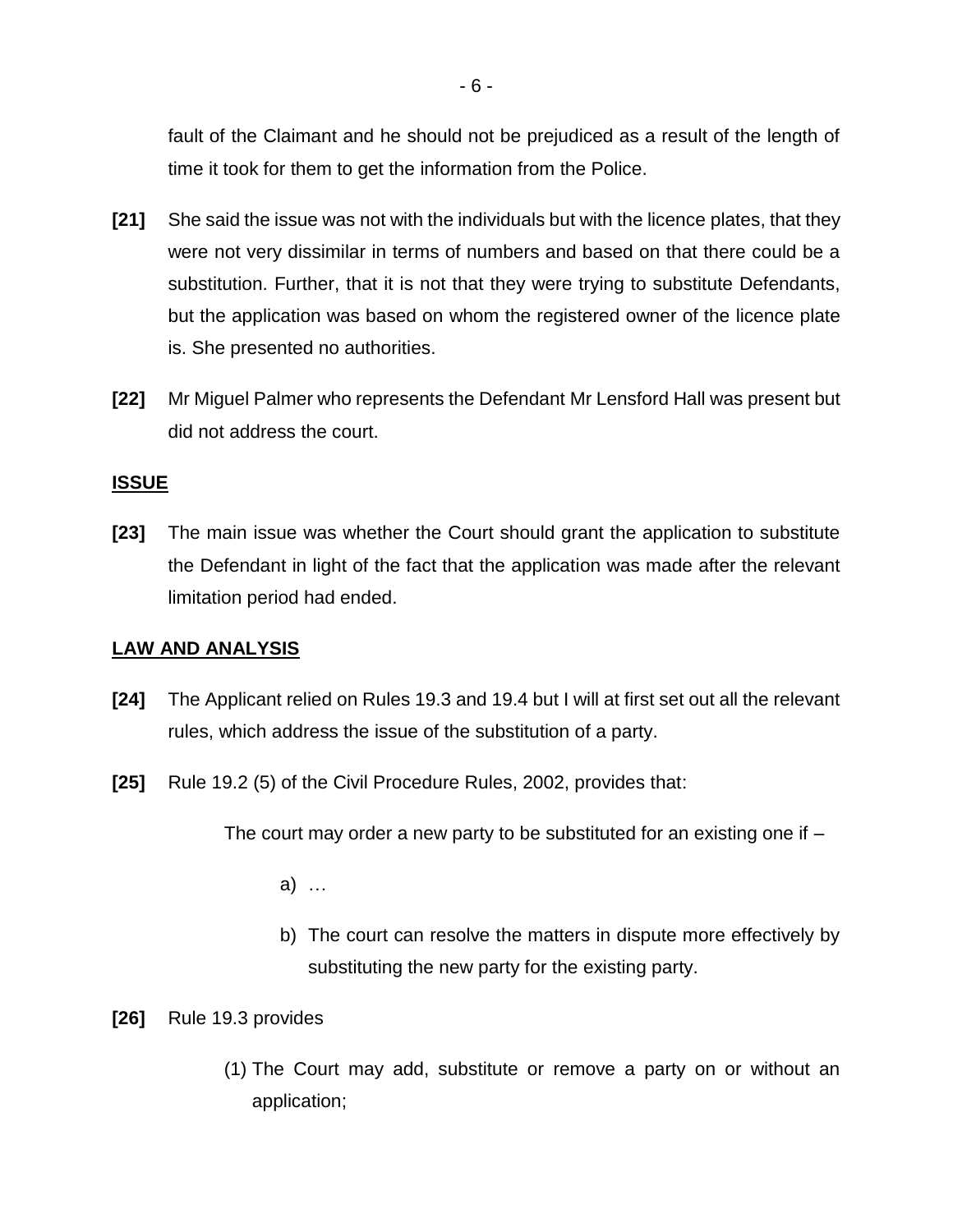fault of the Claimant and he should not be prejudiced as a result of the length of time it took for them to get the information from the Police.

**[21]** She said the issue was not with the individuals but with the licence plates, that they were not very dissimilar in terms of numbers and based on that there could be a substitution. Further, that it is not that they were trying to substitute Defendants, but the application was based on whom the registered owner of the licence plate is. She presented no authorities.

**[22]** Mr Miguel Palmer who represents the Defendant Mr Lensford Hall was present but did not address the court.

## ISSUE

**[23]** The main issue was whether the Court should grant the application to substitute the Defendant in light of the fact that the application was made after the relevant limitation period had ended.

## LAW AND ANALYSIS

**[24]** The Applicant relied on Rules 19.3 and 19.4 but I will at first set out all the relevant rules, which address the issue of the substitution of a party.

**[25]** Rule 19.2 (5) of the Civil Procedure Rules, 2002, provides that:

> The court may order a new party to be substituted for an existing one if –
>
> a) …
>
> b) The court can resolve the matters in dispute more effectively by substituting the new party for the existing party.

**[26]** Rule 19.3 provides

> (1) The Court may add, substitute or remove a party on or without an application;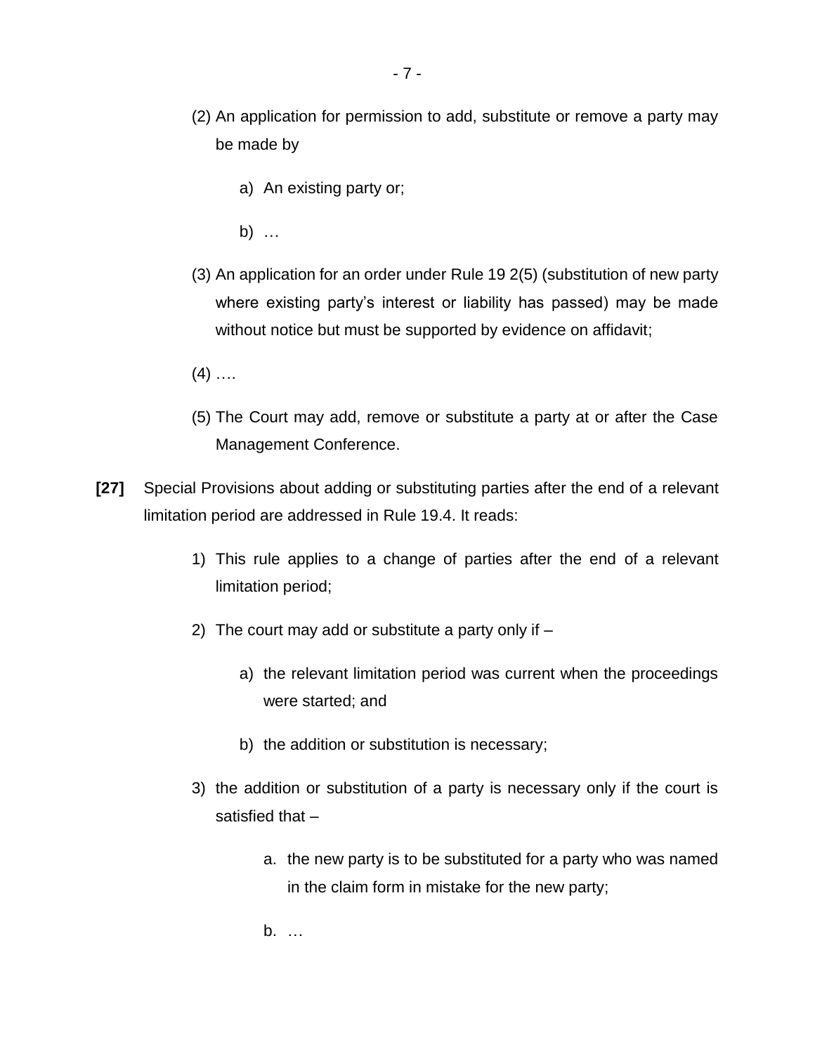(2) An application for permission to add, substitute or remove a party may be made by

   a) An existing party or;

   b) …

(3) An application for an order under Rule 19 2(5) (substitution of new party where existing party's interest or liability has passed) may be made without notice but must be supported by evidence on affidavit;

(4) ….

(5) The Court may add, remove or substitute a party at or after the Case Management Conference.

**[27]** Special Provisions about adding or substituting parties after the end of a relevant limitation period are addressed in Rule 19.4. It reads:

1) This rule applies to a change of parties after the end of a relevant limitation period;

2) The court may add or substitute a party only if –

   a) the relevant limitation period was current when the proceedings were started; and

   b) the addition or substitution is necessary;

3) the addition or substitution of a party is necessary only if the court is satisfied that –

   a. the new party is to be substituted for a party who was named in the claim form in mistake for the new party;

   b. …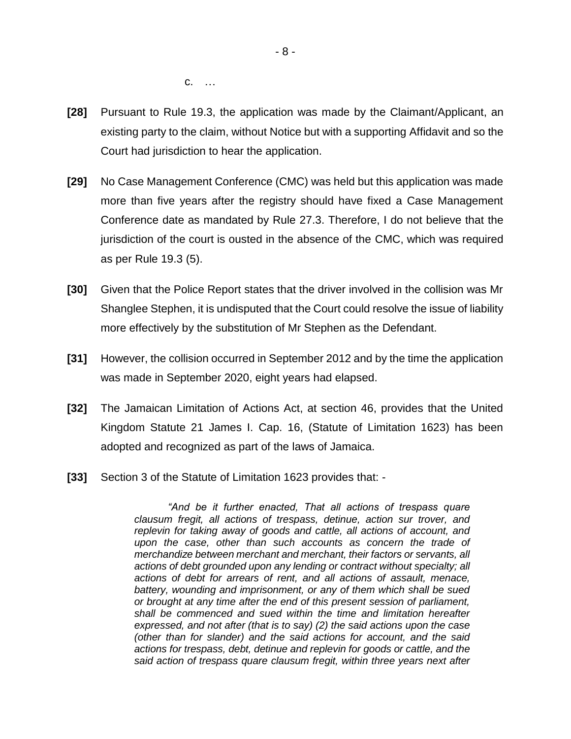c. …

**[28]** Pursuant to Rule 19.3, the application was made by the Claimant/Applicant, an existing party to the claim, without Notice but with a supporting Affidavit and so the Court had jurisdiction to hear the application.

**[29]** No Case Management Conference (CMC) was held but this application was made more than five years after the registry should have fixed a Case Management Conference date as mandated by Rule 27.3. Therefore, I do not believe that the jurisdiction of the court is ousted in the absence of the CMC, which was required as per Rule 19.3 (5).

**[30]** Given that the Police Report states that the driver involved in the collision was Mr Shanglee Stephen, it is undisputed that the Court could resolve the issue of liability more effectively by the substitution of Mr Stephen as the Defendant.

**[31]** However, the collision occurred in September 2012 and by the time the application was made in September 2020, eight years had elapsed.

**[32]** The Jamaican Limitation of Actions Act, at section 46, provides that the United Kingdom Statute 21 James I. Cap. 16, (Statute of Limitation 1623) has been adopted and recognized as part of the laws of Jamaica.

**[33]** Section 3 of the Statute of Limitation 1623 provides that: -

> *"And be it further enacted, That all actions of trespass quare clausum fregit, all actions of trespass, detinue, action sur trover, and replevin for taking away of goods and cattle, all actions of account, and upon the case, other than such accounts as concern the trade of merchandize between merchant and merchant, their factors or servants, all actions of debt grounded upon any lending or contract without specialty; all actions of debt for arrears of rent, and all actions of assault, menace, battery, wounding and imprisonment, or any of them which shall be sued or brought at any time after the end of this present session of parliament, shall be commenced and sued within the time and limitation hereafter expressed, and not after (that is to say) (2) the said actions upon the case (other than for slander) and the said actions for account, and the said actions for trespass, debt, detinue and replevin for goods or cattle, and the said action of trespass quare clausum fregit, within three years next after*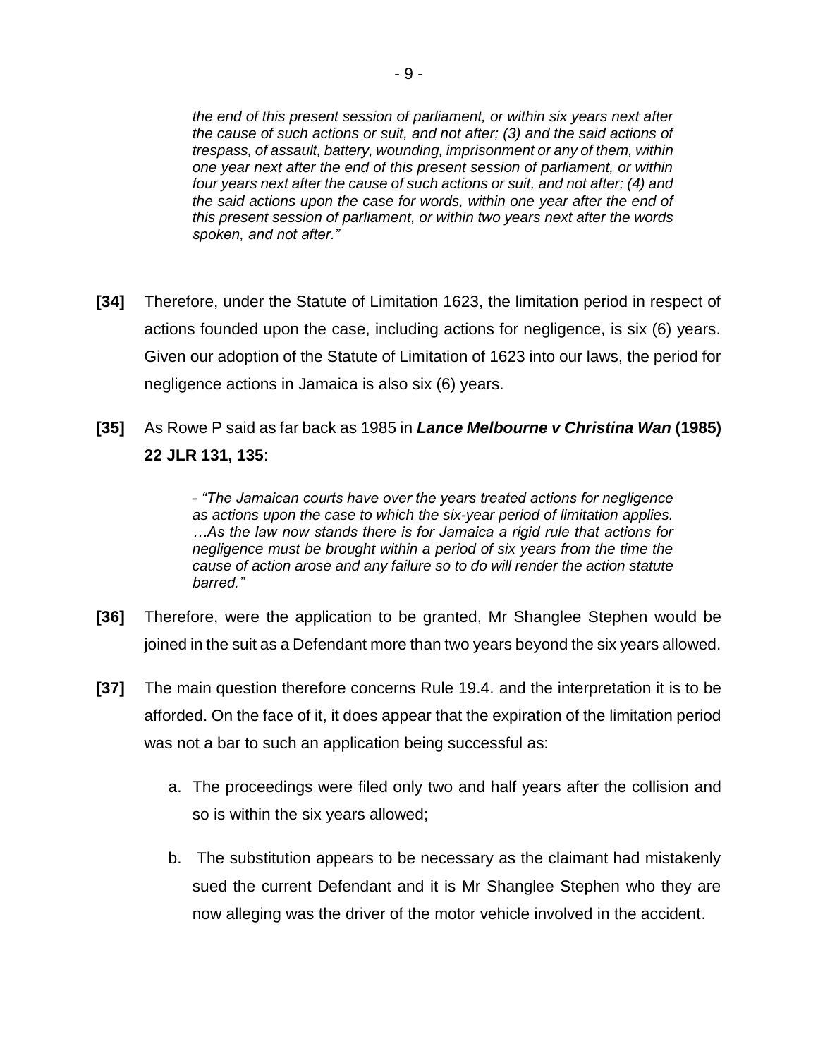> *the end of this present session of parliament, or within six years next after the cause of such actions or suit, and not after; (3) and the said actions of trespass, of assault, battery, wounding, imprisonment or any of them, within one year next after the end of this present session of parliament, or within four years next after the cause of such actions or suit, and not after; (4) and the said actions upon the case for words, within one year after the end of this present session of parliament, or within two years next after the words spoken, and not after."*

**[34]** Therefore, under the Statute of Limitation 1623, the limitation period in respect of actions founded upon the case, including actions for negligence, is six (6) years. Given our adoption of the Statute of Limitation of 1623 into our laws, the period for negligence actions in Jamaica is also six (6) years.

**[35]** As Rowe P said as far back as 1985 in ***Lance Melbourne v Christina Wan* (1985) 22 JLR 131, 135**:

> - *"The Jamaican courts have over the years treated actions for negligence as actions upon the case to which the six-year period of limitation applies. …As the law now stands there is for Jamaica a rigid rule that actions for negligence must be brought within a period of six years from the time the cause of action arose and any failure so to do will render the action statute barred."*

**[36]** Therefore, were the application to be granted, Mr Shanglee Stephen would be joined in the suit as a Defendant more than two years beyond the six years allowed.

**[37]** The main question therefore concerns Rule 19.4. and the interpretation it is to be afforded. On the face of it, it does appear that the expiration of the limitation period was not a bar to such an application being successful as:

a. The proceedings were filed only two and half years after the collision and so is within the six years allowed;

b. The substitution appears to be necessary as the claimant had mistakenly sued the current Defendant and it is Mr Shanglee Stephen who they are now alleging was the driver of the motor vehicle involved in the accident.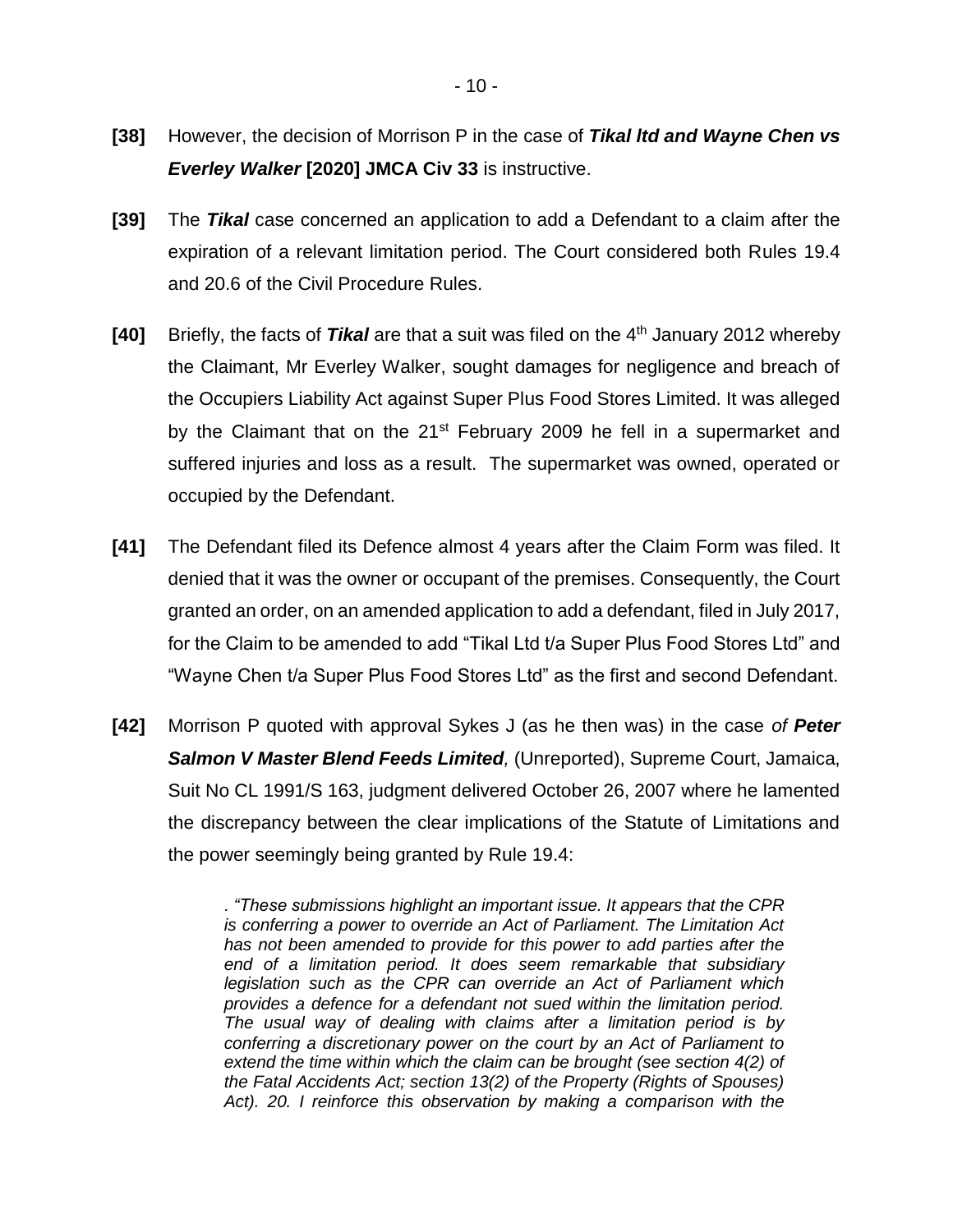**[38]** However, the decision of Morrison P in the case of ***Tikal ltd and Wayne Chen vs Everley Walker*** **[2020] JMCA Civ 33** is instructive.

**[39]** The ***Tikal*** case concerned an application to add a Defendant to a claim after the expiration of a relevant limitation period. The Court considered both Rules 19.4 and 20.6 of the Civil Procedure Rules.

**[40]** Briefly, the facts of ***Tikal*** are that a suit was filed on the 4th January 2012 whereby the Claimant, Mr Everley Walker, sought damages for negligence and breach of the Occupiers Liability Act against Super Plus Food Stores Limited. It was alleged by the Claimant that on the 21st February 2009 he fell in a supermarket and suffered injuries and loss as a result. The supermarket was owned, operated or occupied by the Defendant.

**[41]** The Defendant filed its Defence almost 4 years after the Claim Form was filed. It denied that it was the owner or occupant of the premises. Consequently, the Court granted an order, on an amended application to add a defendant, filed in July 2017, for the Claim to be amended to add "Tikal Ltd t/a Super Plus Food Stores Ltd" and "Wayne Chen t/a Super Plus Food Stores Ltd" as the first and second Defendant.

**[42]** Morrison P quoted with approval Sykes J (as he then was) in the case *of* ***Peter Salmon V Master Blend Feeds Limited****,* (Unreported), Supreme Court, Jamaica, Suit No CL 1991/S 163, judgment delivered October 26, 2007 where he lamented the discrepancy between the clear implications of the Statute of Limitations and the power seemingly being granted by Rule 19.4:

> *. "These submissions highlight an important issue. It appears that the CPR is conferring a power to override an Act of Parliament. The Limitation Act has not been amended to provide for this power to add parties after the end of a limitation period. It does seem remarkable that subsidiary legislation such as the CPR can override an Act of Parliament which provides a defence for a defendant not sued within the limitation period. The usual way of dealing with claims after a limitation period is by conferring a discretionary power on the court by an Act of Parliament to extend the time within which the claim can be brought (see section 4(2) of the Fatal Accidents Act; section 13(2) of the Property (Rights of Spouses) Act). 20. I reinforce this observation by making a comparison with the*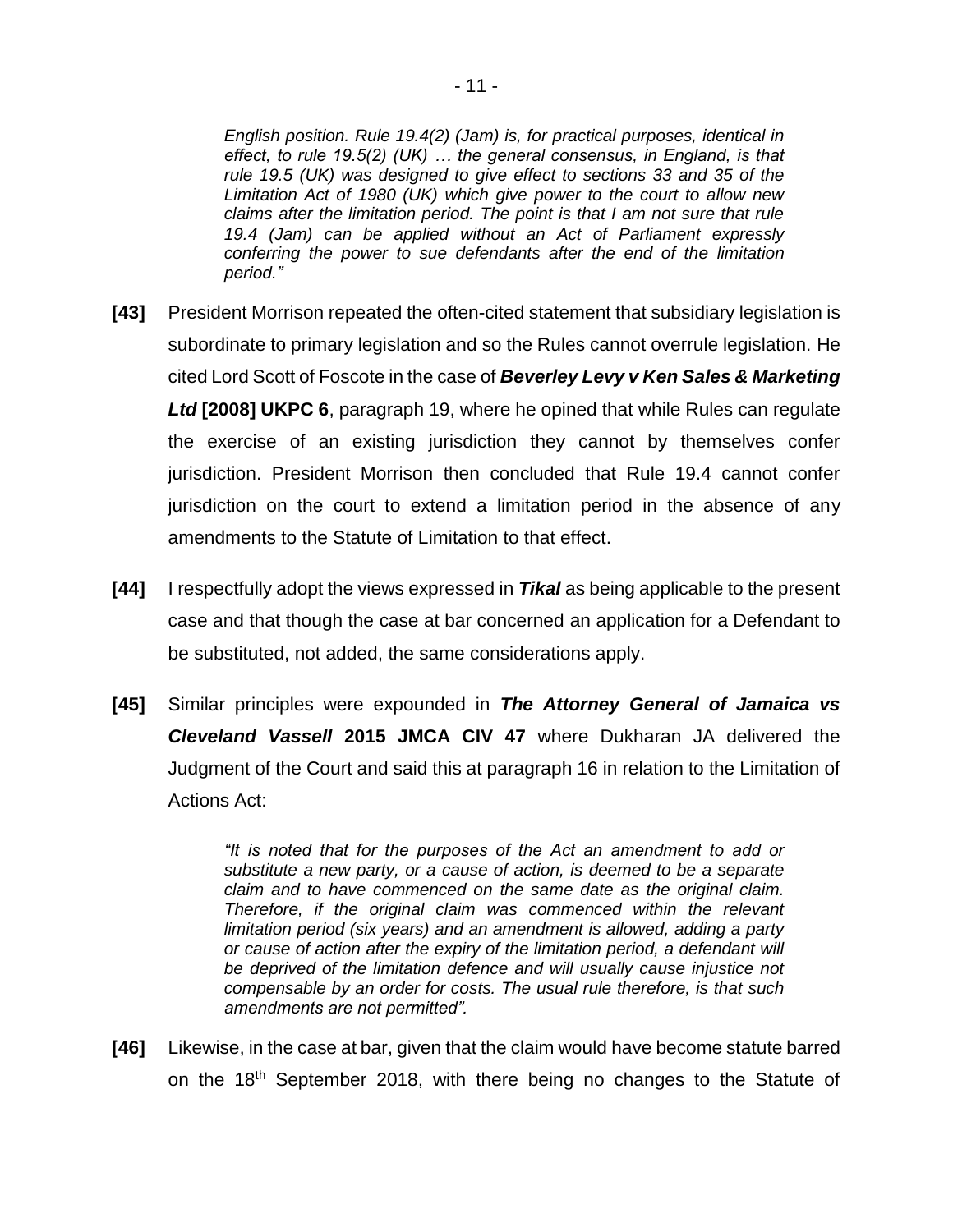> *English position. Rule 19.4(2) (Jam) is, for practical purposes, identical in effect, to rule 19.5(2) (UK) … the general consensus, in England, is that rule 19.5 (UK) was designed to give effect to sections 33 and 35 of the Limitation Act of 1980 (UK) which give power to the court to allow new claims after the limitation period. The point is that I am not sure that rule 19.4 (Jam) can be applied without an Act of Parliament expressly conferring the power to sue defendants after the end of the limitation period."*

**[43]** President Morrison repeated the often-cited statement that subsidiary legislation is subordinate to primary legislation and so the Rules cannot overrule legislation. He cited Lord Scott of Foscote in the case of ***Beverley Levy v Ken Sales & Marketing Ltd* [2008] UKPC 6**, paragraph 19, where he opined that while Rules can regulate the exercise of an existing jurisdiction they cannot by themselves confer jurisdiction. President Morrison then concluded that Rule 19.4 cannot confer jurisdiction on the court to extend a limitation period in the absence of any amendments to the Statute of Limitation to that effect.

**[44]** I respectfully adopt the views expressed in ***Tikal*** as being applicable to the present case and that though the case at bar concerned an application for a Defendant to be substituted, not added, the same considerations apply.

**[45]** Similar principles were expounded in ***The Attorney General of Jamaica vs Cleveland Vassell* 2015 JMCA CIV 47** where Dukharan JA delivered the Judgment of the Court and said this at paragraph 16 in relation to the Limitation of Actions Act:

> *"It is noted that for the purposes of the Act an amendment to add or substitute a new party, or a cause of action, is deemed to be a separate claim and to have commenced on the same date as the original claim. Therefore, if the original claim was commenced within the relevant limitation period (six years) and an amendment is allowed, adding a party or cause of action after the expiry of the limitation period, a defendant will be deprived of the limitation defence and will usually cause injustice not compensable by an order for costs. The usual rule therefore, is that such amendments are not permitted".*

**[46]** Likewise, in the case at bar, given that the claim would have become statute barred on the 18th September 2018, with there being no changes to the Statute of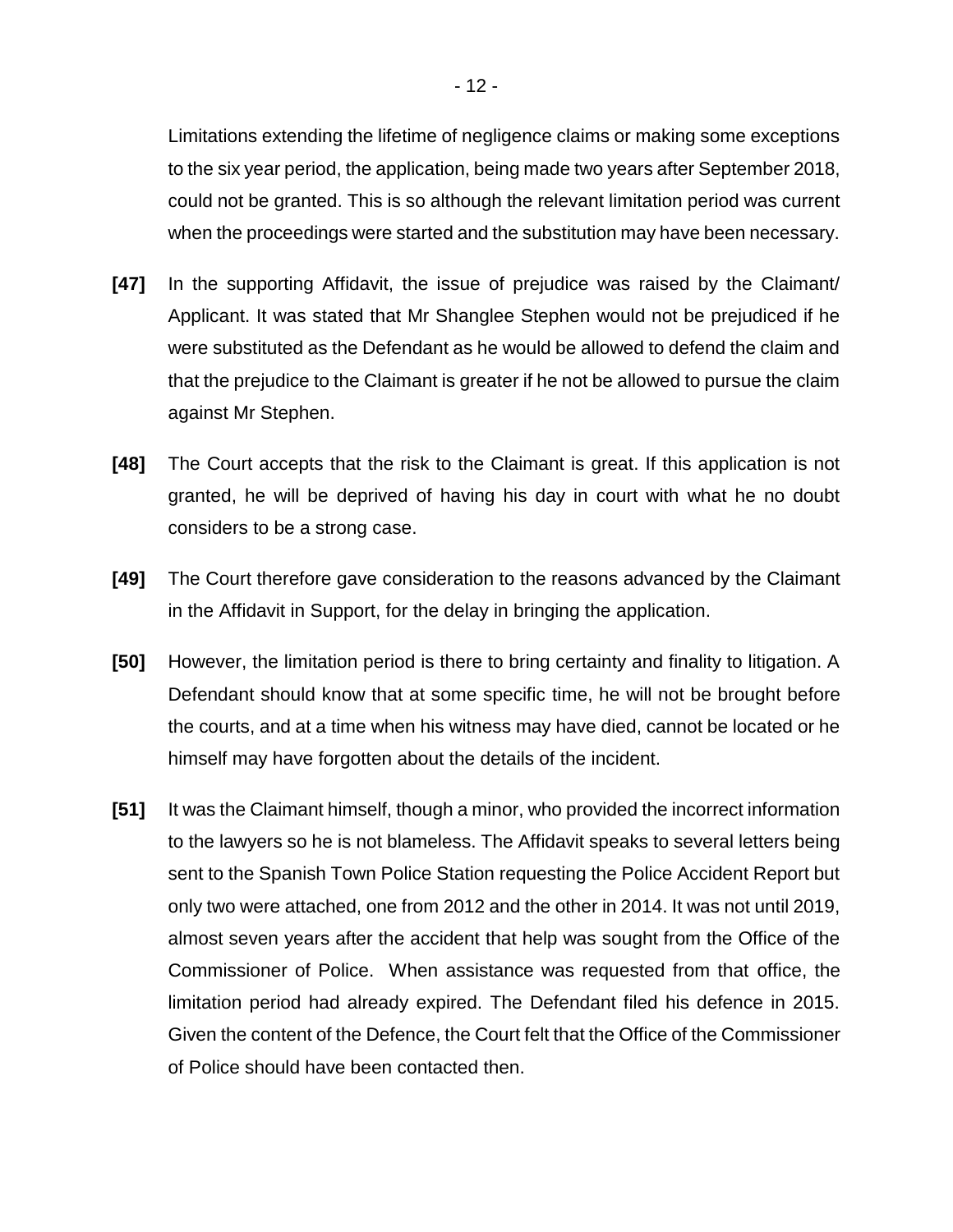Limitations extending the lifetime of negligence claims or making some exceptions to the six year period, the application, being made two years after September 2018, could not be granted. This is so although the relevant limitation period was current when the proceedings were started and the substitution may have been necessary.

**[47]** In the supporting Affidavit, the issue of prejudice was raised by the Claimant/ Applicant. It was stated that Mr Shanglee Stephen would not be prejudiced if he were substituted as the Defendant as he would be allowed to defend the claim and that the prejudice to the Claimant is greater if he not be allowed to pursue the claim against Mr Stephen.

**[48]** The Court accepts that the risk to the Claimant is great. If this application is not granted, he will be deprived of having his day in court with what he no doubt considers to be a strong case.

**[49]** The Court therefore gave consideration to the reasons advanced by the Claimant in the Affidavit in Support, for the delay in bringing the application.

**[50]** However, the limitation period is there to bring certainty and finality to litigation. A Defendant should know that at some specific time, he will not be brought before the courts, and at a time when his witness may have died, cannot be located or he himself may have forgotten about the details of the incident.

**[51]** It was the Claimant himself, though a minor, who provided the incorrect information to the lawyers so he is not blameless. The Affidavit speaks to several letters being sent to the Spanish Town Police Station requesting the Police Accident Report but only two were attached, one from 2012 and the other in 2014. It was not until 2019, almost seven years after the accident that help was sought from the Office of the Commissioner of Police. When assistance was requested from that office, the limitation period had already expired. The Defendant filed his defence in 2015. Given the content of the Defence, the Court felt that the Office of the Commissioner of Police should have been contacted then.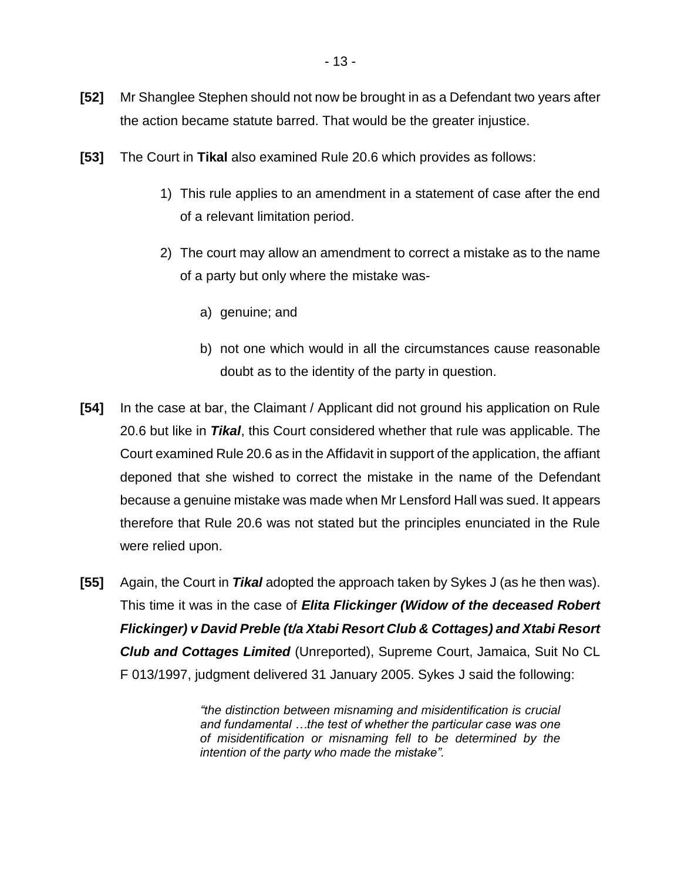**[52]** Mr Shanglee Stephen should not now be brought in as a Defendant two years after the action became statute barred. That would be the greater injustice.

**[53]** The Court in **Tikal** also examined Rule 20.6 which provides as follows:

1) This rule applies to an amendment in a statement of case after the end of a relevant limitation period.

2) The court may allow an amendment to correct a mistake as to the name of a party but only where the mistake was-

   a) genuine; and

   b) not one which would in all the circumstances cause reasonable doubt as to the identity of the party in question.

**[54]** In the case at bar, the Claimant / Applicant did not ground his application on Rule 20.6 but like in ***Tikal***, this Court considered whether that rule was applicable. The Court examined Rule 20.6 as in the Affidavit in support of the application, the affiant deponed that she wished to correct the mistake in the name of the Defendant because a genuine mistake was made when Mr Lensford Hall was sued. It appears therefore that Rule 20.6 was not stated but the principles enunciated in the Rule were relied upon.

**[55]** Again, the Court in ***Tikal*** adopted the approach taken by Sykes J (as he then was). This time it was in the case of ***Elita Flickinger (Widow of the deceased Robert Flickinger) v David Preble (t/a Xtabi Resort Club & Cottages) and Xtabi Resort Club and Cottages Limited*** (Unreported), Supreme Court, Jamaica, Suit No CL F 013/1997, judgment delivered 31 January 2005. Sykes J said the following:

> *"the distinction between misnaming and misidentification is crucial and fundamental …the test of whether the particular case was one of misidentification or misnaming fell to be determined by the intention of the party who made the mistake".*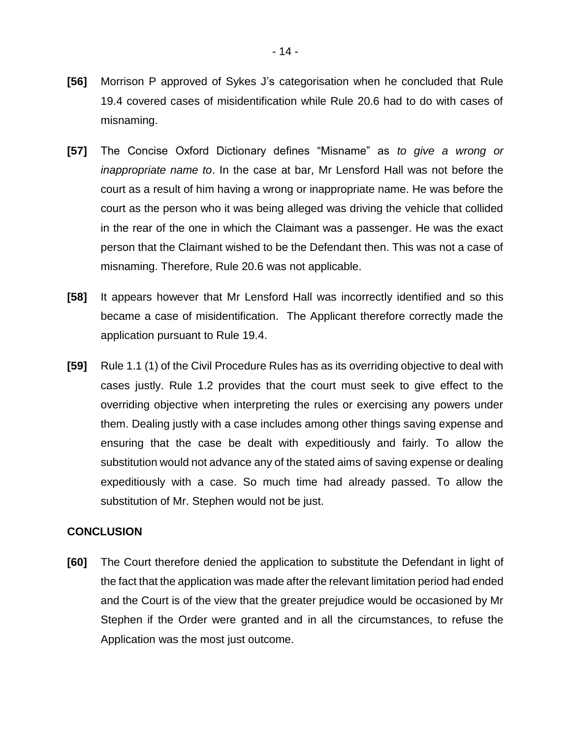**[56]** Morrison P approved of Sykes J's categorisation when he concluded that Rule 19.4 covered cases of misidentification while Rule 20.6 had to do with cases of misnaming.

**[57]** The Concise Oxford Dictionary defines "Misname" as *to give a wrong or inappropriate name to*. In the case at bar, Mr Lensford Hall was not before the court as a result of him having a wrong or inappropriate name. He was before the court as the person who it was being alleged was driving the vehicle that collided in the rear of the one in which the Claimant was a passenger. He was the exact person that the Claimant wished to be the Defendant then. This was not a case of misnaming. Therefore, Rule 20.6 was not applicable.

**[58]** It appears however that Mr Lensford Hall was incorrectly identified and so this became a case of misidentification. The Applicant therefore correctly made the application pursuant to Rule 19.4.

**[59]** Rule 1.1 (1) of the Civil Procedure Rules has as its overriding objective to deal with cases justly. Rule 1.2 provides that the court must seek to give effect to the overriding objective when interpreting the rules or exercising any powers under them. Dealing justly with a case includes among other things saving expense and ensuring that the case be dealt with expeditiously and fairly. To allow the substitution would not advance any of the stated aims of saving expense or dealing expeditiously with a case. So much time had already passed. To allow the substitution of Mr. Stephen would not be just.

## CONCLUSION

**[60]** The Court therefore denied the application to substitute the Defendant in light of the fact that the application was made after the relevant limitation period had ended and the Court is of the view that the greater prejudice would be occasioned by Mr Stephen if the Order were granted and in all the circumstances, to refuse the Application was the most just outcome.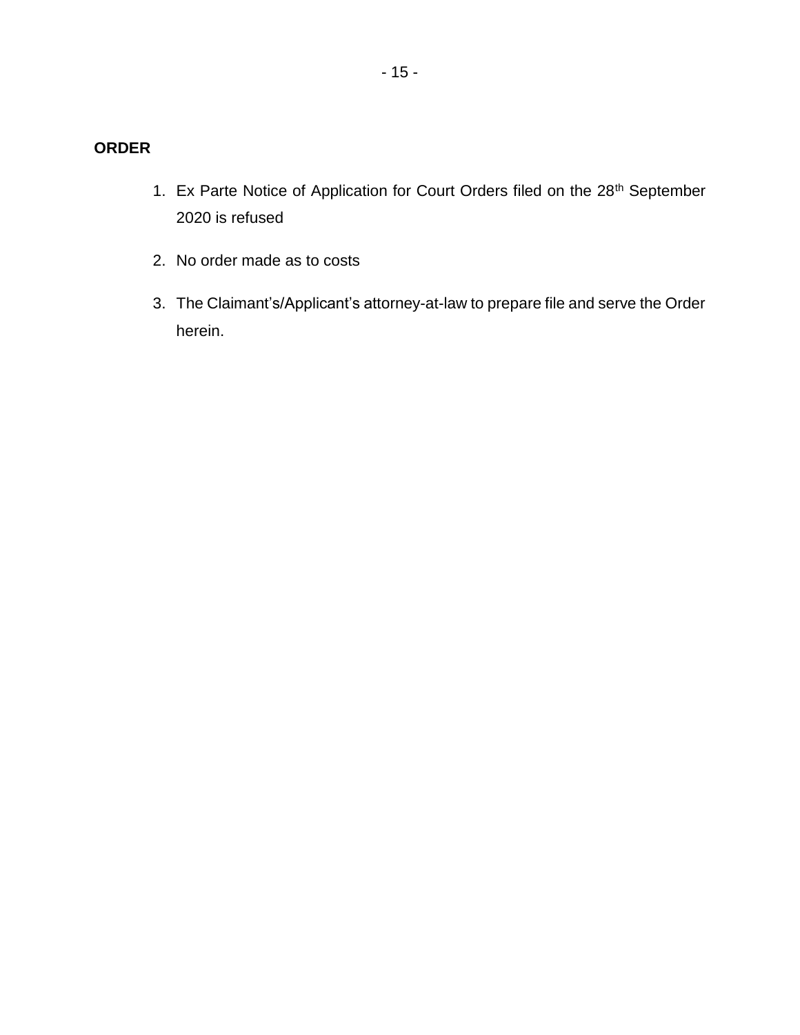**ORDER**

1. Ex Parte Notice of Application for Court Orders filed on the 28th September 2020 is refused
2. No order made as to costs
3. The Claimant's/Applicant's attorney-at-law to prepare file and serve the Order herein.